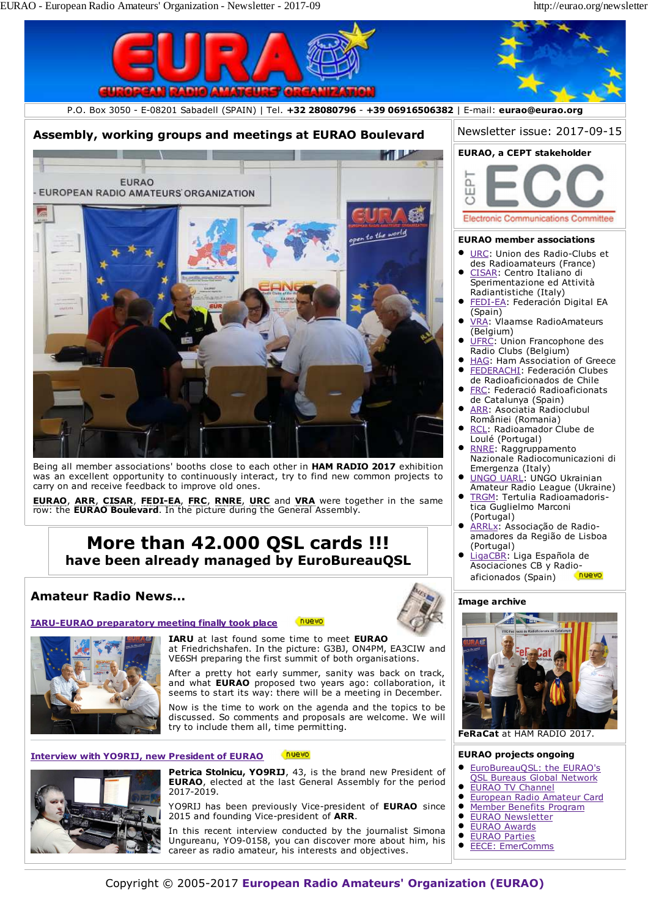P.O. Box 3050 - E-08201 Sabadell (SPAIN) | Tel. **+32 28080796** - **+39 06916506382** | E-mail: **eurao@eurao.org**

## Assembly, working groups and meetings at EURAO Boulevard

Being all member associations' booths close to each other in **HAM RADIO 2017** exhibition was an excellent opportunity to continuously interact, try to find new common projects to carry on and receive feedback to improve old ones.

**EURAO**, **ARR**, **CISAR**, **FEDI-EA**, **FRC**, **RNRE**, **URC** and **VRA** were together in the same row: the **EURAO Boulevard**. In the picture during the General Assembly.

## More than 42.000 QSL cards !!!
### have been already managed by EuroBureauQSL

## Amateur Radio News...

### [IARU-EURAO preparatory meeting finally took place](#) nuevo

**IARU** at last found some time to meet **EURAO** at Friedrichshafen. In the picture: G3BJ, ON4PM, EA3CIW and VE6SH preparing the first summit of both organisations.

After a pretty hot early summer, sanity was back on track, and what **EURAO** proposed two years ago: collaboration, it seems to start its way: there will be a meeting in December.

Now is the time to work on the agenda and the topics to be discussed. So comments and proposals are welcome. We will try to include them all, time permitting.

### [Interview with YO9RIJ, new President of EURAO](#) nuevo

**Petrica Stolnicu, YO9RIJ**, 43, is the brand new President of **EURAO**, elected at the last General Assembly for the period 2017-2019.

YO9RIJ has been previously Vice-president of **EURAO** since 2015 and founding Vice-president of **ARR**.

In this recent interview conducted by the journalist Simona Ungureanu, YO9-0158, you can discover more about him, his career as radio amateur, his interests and objectives.

---

Newsletter issue: 2017-09-15

### EURAO, a CEPT stakeholder

CEPT ECC Electronic Communications Committee

### EURAO member associations

- [URC](#): Union des Radio-Clubs et des Radioamateurs (France)
- [CISAR](#): Centro Italiano di Sperimentazione ed Attività Radiantistiche (Italy)
- [FEDI-EA](#): Federación Digital EA (Spain)
- [VRA](#): Vlaamse RadioAmateurs (Belgium)
- [UFRC](#): Union Francophone des Radio Clubs (Belgium)
- [HAG](#): Ham Association of Greece
- [FEDERACHI](#): Federación Clubes de Radioaficionados de Chile
- [FRC](#): Federació Radioaficionats de Catalunya (Spain)
- [ARR](#): Asociatia Radioclubul României (Romania)
- [RCL](#): Radioamador Clube de Loulé (Portugal)
- [RNRE](#): Raggruppamento Nazionale Radiocomunicazioni di Emergenza (Italy)
- [UNGO UARL](#): UNGO Ukrainian Amateur Radio League (Ukraine)
- [TRGM](#): Tertulia Radioamadoris-tica Guglielmo Marconi (Portugal)
- [ARRLx](#): Associação de Radio-amadores da Região de Lisboa (Portugal)
- [LigaCBR](#): Liga Española de Asociaciones CB y Radio-aficionados (Spain) nuevo

### Image archive

FeRaCat at HAM RADIO 2017.

### EURAO projects ongoing

- [EuroBureauQSL: the EURAO's QSL Bureaus Global Network](#)
- [EURAO TV Channel](#)
- [European Radio Amateur Card](#)
- [Member Benefits Program](#)
- [EURAO Newsletter](#)
- [EURAO Awards](#)
- [EURAO Parties](#)
- [EECE: EmerComms](#)

---

Copyright © 2005-2017 **European Radio Amateurs' Organization (EURAO)**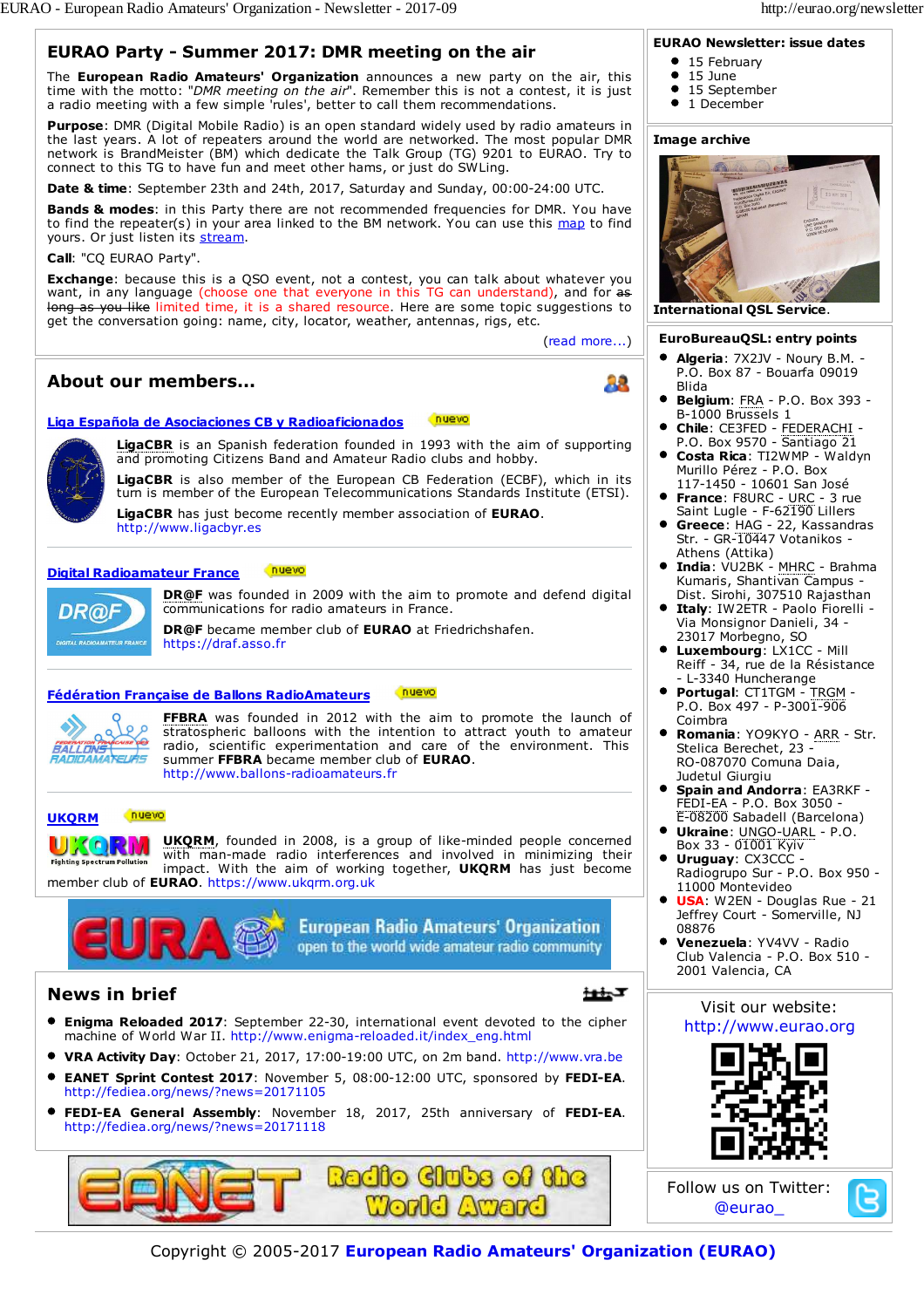## EURAO Party - Summer 2017: DMR meeting on the air

The **European Radio Amateurs' Organization** announces a new party on the air, this time with the motto: "*DMR meeting on the air*". Remember this is not a contest, it is just a radio meeting with a few simple 'rules', better to call them recommendations.

**Purpose**: DMR (Digital Mobile Radio) is an open standard widely used by radio amateurs in the last years. A lot of repeaters around the world are networked. The most popular DMR network is BrandMeister (BM) which dedicate the Talk Group (TG) 9201 to EURAO. Try to connect to this TG to have fun and meet other hams, or just do SWLing.

**Date & time**: September 23th and 24th, 2017, Saturday and Sunday, 00:00-24:00 UTC.

**Bands & modes**: in this Party there are not recommended frequencies for DMR. You have to find the repeater(s) in your area linked to the BM network. You can use this map to find yours. Or just listen its stream.

**Call**: "CQ EURAO Party".

**Exchange**: because this is a QSO event, not a contest, you can talk about whatever you want, in any language (choose one that everyone in this TG can understand), and for ~~as long as you like~~ limited time, it is a shared resource. Here are some topic suggestions to get the conversation going: name, city, locator, weather, antennas, rigs, etc.

(read more...)

## About our members...

### Liga Española de Asociaciones CB y Radioaficionados (nuevo)

**LigaCBR** is an Spanish federation founded in 1993 with the aim of supporting and promoting Citizens Band and Amateur Radio clubs and hobby.

**LigaCBR** is also member of the European CB Federation (ECBF), which in its turn is member of the European Telecommunications Standards Institute (ETSI).

**LigaCBR** has just become recently member association of **EURAO**.
http://www.ligacbyr.es

### Digital Radioamateur France (nuevo)

**DR@F** was founded in 2009 with the aim to promote and defend digital communications for radio amateurs in France.

**DR@F** became member club of **EURAO** at Friedrichshafen.
https://draf.asso.fr

### Fédération Française de Ballons RadioAmateurs (nuevo)

**FFBRA** was founded in 2012 with the aim to promote the launch of stratospheric balloons with the intention to attract youth to amateur radio, scientific experimentation and care of the environment. This summer **FFBRA** became member club of **EURAO**.
http://www.ballons-radioamateurs.fr

### UKQRM (nuevo)

**UKQRM**, founded in 2008, is a group of like-minded people concerned with man-made radio interferences and involved in minimizing their impact. With the aim of working together, **UKQRM** has just become member club of **EURAO**. https://www.ukqrm.org.uk

## News in brief

- **Enigma Reloaded 2017**: September 22-30, international event devoted to the cipher machine of World War II. http://www.enigma-reloaded.it/index_eng.html
- **VRA Activity Day**: October 21, 2017, 17:00-19:00 UTC, on 2m band. http://www.vra.be
- **EANET Sprint Contest 2017**: November 5, 08:00-12:00 UTC, sponsored by **FEDI-EA**. http://fediea.org/news/?news=20171105
- **FEDI-EA General Assembly**: November 18, 2017, 25th anniversary of **FEDI-EA**. http://fediea.org/news/?news=20171118

### EURAO Newsletter: issue dates

- 15 February
- 15 June
- 15 September
- 1 December

### Image archive

International QSL Service.

### EuroBureauQSL: entry points

- **Algeria**: 7X2JV - Noury B.M. - P.O. Box 87 - Bouarfa 09019 Blida
- **Belgium**: FRA - P.O. Box 393 - B-1000 Brussels 1
- **Chile**: CE3FED - FEDERACHI - P.O. Box 9570 - Santiago 21
- **Costa Rica**: TI2WMP - Waldyn Murillo Pérez - P.O. Box 117-1450 - 10601 San José
- **France**: F8URC - URC - 3 rue Saint Lugle - F-62190 Lillers
- **Greece**: HAG - 22, Kassandras Str. - GR-10447 Votanikos - Athens (Attika)
- **India**: VU2BK - MHRC - Brahma Kumaris, Shantivan Campus - Dist. Sirohi, 307510 Rajasthan
- **Italy**: IW2ETR - Paolo Fiorelli - Via Monsignor Danieli, 34 - 23017 Morbegno, SO
- **Luxembourg**: LX1CC - Mill Reiff - 34, rue de la Résistance - L-3340 Huncherange
- **Portugal**: CT1TGM - TRGM - P.O. Box 497 - P-3001-906 Coimbra
- **Romania**: YO9KYO - ARR - Str. Stelica Berechet, 23 - RO-087070 Comuna Daia, Judetul Giurgiu
- **Spain and Andorra**: EA3RKF - FEDI-EA - P.O. Box 3050 - E-08200 Sabadell (Barcelona)
- **Ukraine**: UNGO-UARL - P.O. Box 33 - 01001 Kyiv
- **Uruguay**: CX3CCC - Radiogrupo Sur - P.O. Box 950 - 11000 Montevideo
- **USA**: W2EN - Douglas Rue - 21 Jeffrey Court - Somerville, NJ 08876
- **Venezuela**: YV4VV - Radio Club Valencia - P.O. Box 510 - 2001 Valencia, CA

Visit our website:
http://www.eurao.org

Follow us on Twitter:
@eurao_

Copyright © 2005-2017 **European Radio Amateurs' Organization (EURAO)**